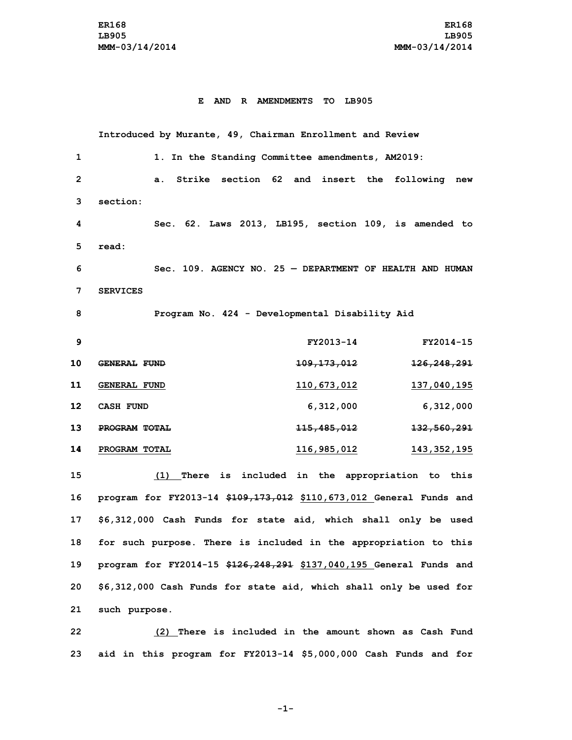ER168
LB905
MMM-03/14/2014

**E AND R AMENDMENTS TO LB905**

Introduced by Murante, 49, Chairman Enrollment and Review

1. In the Standing Committee amendments, AM2019:

a. Strike section 62 and insert the following new section:

Sec. 62. Laws 2013, LB195, section 109, is amended to read:

Sec. 109. AGENCY NO. 25 — DEPARTMENT OF HEALTH AND HUMAN SERVICES

Program No. 424 - Developmental Disability Aid

| | FY2013-14 | FY2014-15 |
|---|---|---|
| ~~GENERAL FUND~~ | ~~109,173,012~~ | ~~126,248,291~~ |
| <u>GENERAL FUND</u> | <u>110,673,012</u> | <u>137,040,195</u> |
| CASH FUND | 6,312,000 | 6,312,000 |
| ~~PROGRAM TOTAL~~ | ~~115,485,012~~ | ~~132,560,291~~ |
| <u>PROGRAM TOTAL</u> | <u>116,985,012</u> | <u>143,352,195</u> |

<u>(1)</u> There is included in the appropriation to this program for FY2013-14 ~~$109,173,012~~ <u>$110,673,012</u> General Funds and $6,312,000 Cash Funds for state aid, which shall only be used for such purpose. There is included in the appropriation to this program for FY2014-15 ~~$126,248,291~~ <u>$137,040,195</u> General Funds and $6,312,000 Cash Funds for state aid, which shall only be used for such purpose.

<u>(2)</u> There is included in the amount shown as Cash Fund aid in this program for FY2013-14 $5,000,000 Cash Funds and for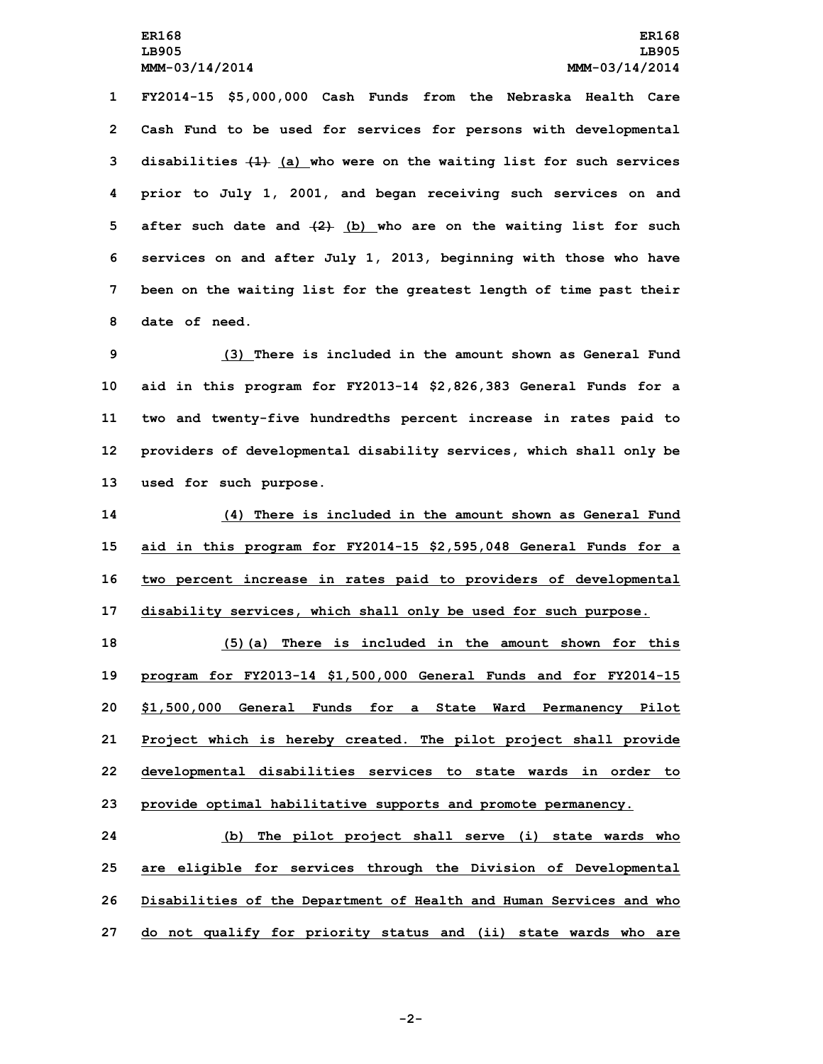FY2014-15 $5,000,000 Cash Funds from the Nebraska Health Care Cash Fund to be used for services for persons with developmental disabilities ~~(1)~~ (a) who were on the waiting list for such services prior to July 1, 2001, and began receiving such services on and after such date and ~~(2)~~ (b) who are on the waiting list for such services on and after July 1, 2013, beginning with those who have been on the waiting list for the greatest length of time past their date of need.

(3) There is included in the amount shown as General Fund aid in this program for FY2013-14 $2,826,383 General Funds for a two and twenty-five hundredths percent increase in rates paid to providers of developmental disability services, which shall only be used for such purpose.

(4) There is included in the amount shown as General Fund aid in this program for FY2014-15 $2,595,048 General Funds for a two percent increase in rates paid to providers of developmental disability services, which shall only be used for such purpose.

(5)(a) There is included in the amount shown for this program for FY2013-14 $1,500,000 General Funds and for FY2014-15 $1,500,000 General Funds for a State Ward Permanency Pilot Project which is hereby created. The pilot project shall provide developmental disabilities services to state wards in order to provide optimal habilitative supports and promote permanency.

(b) The pilot project shall serve (i) state wards who are eligible for services through the Division of Developmental Disabilities of the Department of Health and Human Services and who do not qualify for priority status and (ii) state wards who are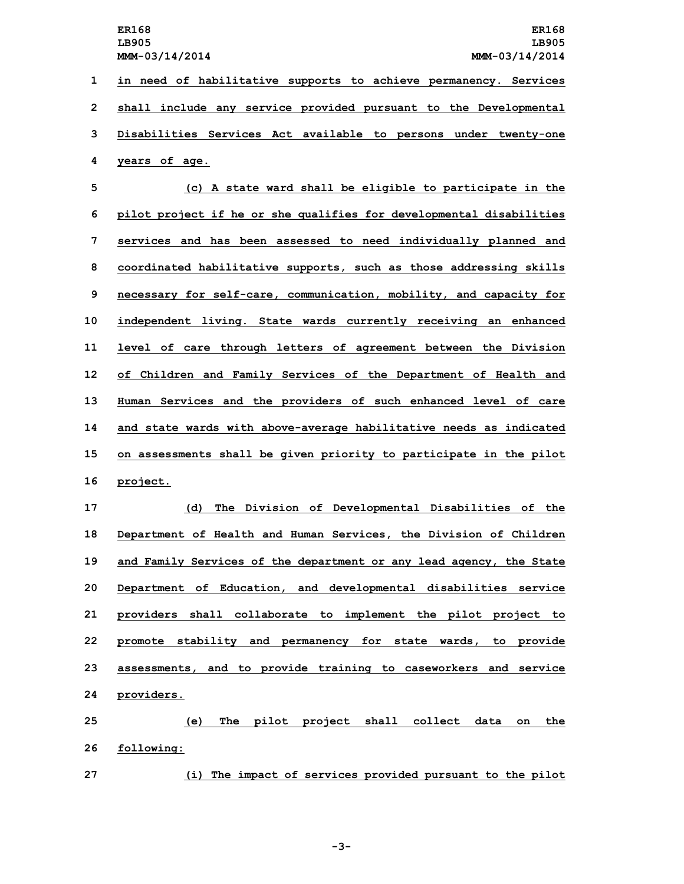in need of habilitative supports to achieve permanency. Services shall include any service provided pursuant to the Developmental Disabilities Services Act available to persons under twenty-one years of age.

(c) A state ward shall be eligible to participate in the pilot project if he or she qualifies for developmental disabilities services and has been assessed to need individually planned and coordinated habilitative supports, such as those addressing skills necessary for self-care, communication, mobility, and capacity for independent living. State wards currently receiving an enhanced level of care through letters of agreement between the Division of Children and Family Services of the Department of Health and Human Services and the providers of such enhanced level of care and state wards with above-average habilitative needs as indicated on assessments shall be given priority to participate in the pilot project.

(d) The Division of Developmental Disabilities of the Department of Health and Human Services, the Division of Children and Family Services of the department or any lead agency, the State Department of Education, and developmental disabilities service providers shall collaborate to implement the pilot project to promote stability and permanency for state wards, to provide assessments, and to provide training to caseworkers and service providers.

(e) The pilot project shall collect data on the following:

(i) The impact of services provided pursuant to the pilot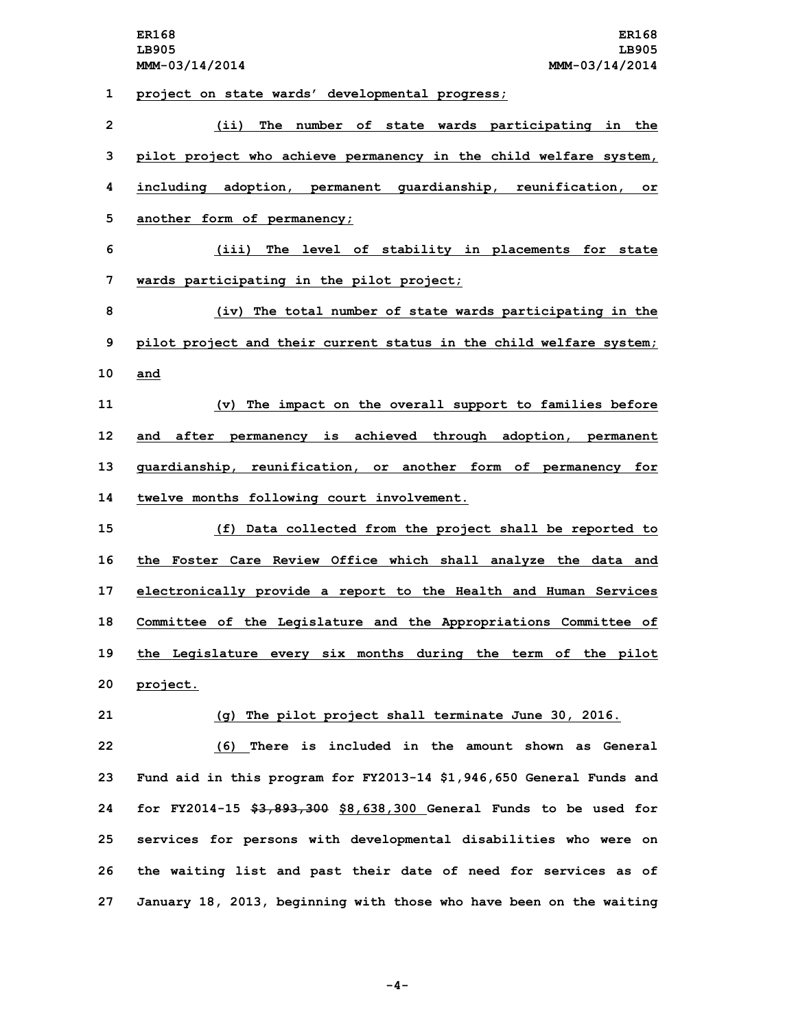project on state wards' developmental progress;

(ii) The number of state wards participating in the pilot project who achieve permanency in the child welfare system, including adoption, permanent guardianship, reunification, or another form of permanency;

(iii) The level of stability in placements for state wards participating in the pilot project;

(iv) The total number of state wards participating in the pilot project and their current status in the child welfare system; and

(v) The impact on the overall support to families before and after permanency is achieved through adoption, permanent guardianship, reunification, or another form of permanency for twelve months following court involvement.

(f) Data collected from the project shall be reported to the Foster Care Review Office which shall analyze the data and electronically provide a report to the Health and Human Services Committee of the Legislature and the Appropriations Committee of the Legislature every six months during the term of the pilot project.

(g) The pilot project shall terminate June 30, 2016.

(6) There is included in the amount shown as General Fund aid in this program for FY2013-14 $1,946,650 General Funds and for FY2014-15 ~~$3,893,300~~ $8,638,300 General Funds to be used for services for persons with developmental disabilities who were on the waiting list and past their date of need for services as of January 18, 2013, beginning with those who have been on the waiting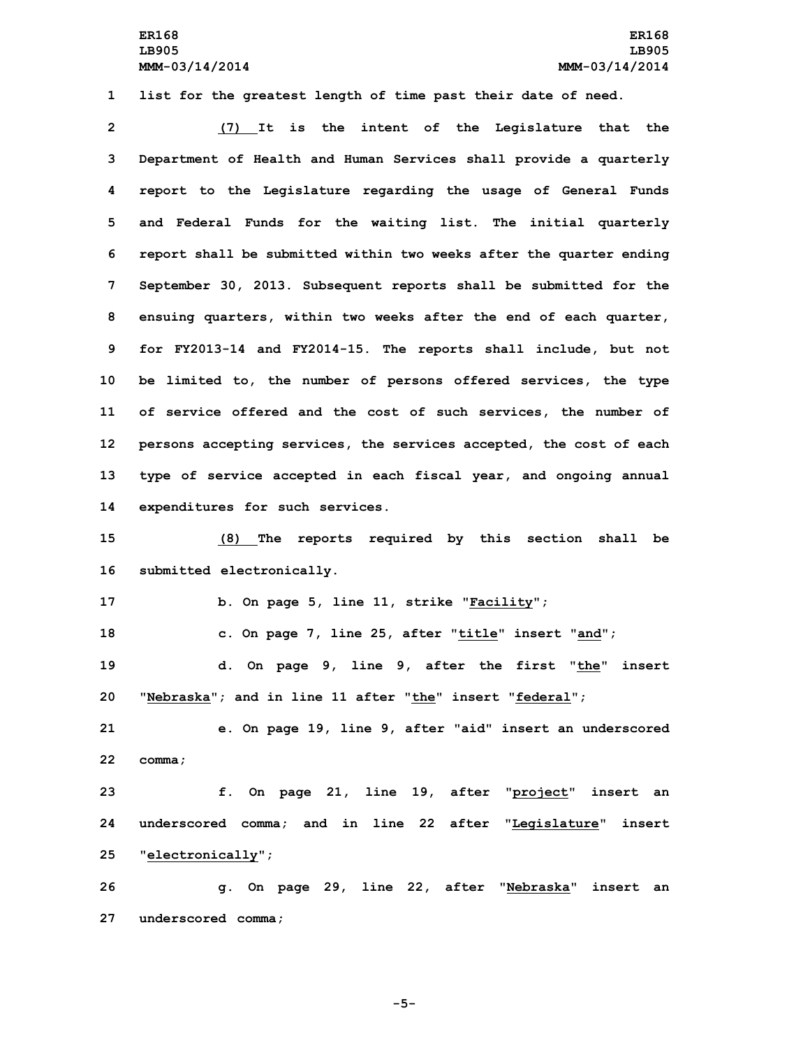list for the greatest length of time past their date of need.

(7) It is the intent of the Legislature that the Department of Health and Human Services shall provide a quarterly report to the Legislature regarding the usage of General Funds and Federal Funds for the waiting list. The initial quarterly report shall be submitted within two weeks after the quarter ending September 30, 2013. Subsequent reports shall be submitted for the ensuing quarters, within two weeks after the end of each quarter, for FY2013-14 and FY2014-15. The reports shall include, but not be limited to, the number of persons offered services, the type of service offered and the cost of such services, the number of persons accepting services, the services accepted, the cost of each type of service accepted in each fiscal year, and ongoing annual expenditures for such services.

(8) The reports required by this section shall be submitted electronically.

b. On page 5, line 11, strike "Facility";

c. On page 7, line 25, after "title" insert "and";

d. On page 9, line 9, after the first "the" insert "Nebraska"; and in line 11 after "the" insert "federal";

e. On page 19, line 9, after "aid" insert an underscored comma;

f. On page 21, line 19, after "project" insert an underscored comma; and in line 22 after "Legislature" insert "electronically";

g. On page 29, line 22, after "Nebraska" insert an underscored comma;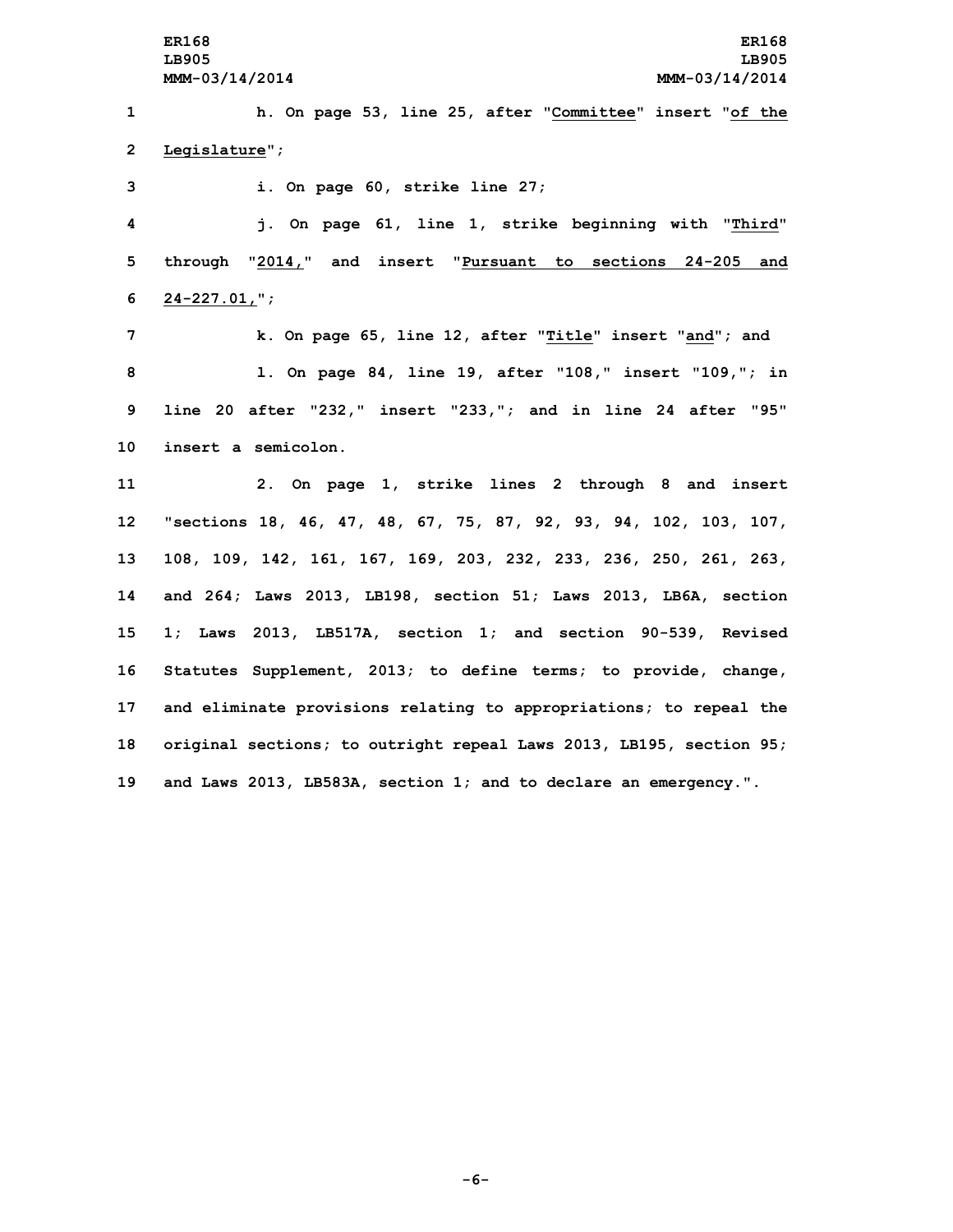h. On page 53, line 25, after "Committee" insert "of the Legislature";

i. On page 60, strike line 27;

j. On page 61, line 1, strike beginning with "Third" through "2014," and insert "Pursuant to sections 24-205 and 24-227.01,";

k. On page 65, line 12, after "Title" insert "and"; and

l. On page 84, line 19, after "108," insert "109,"; in line 20 after "232," insert "233,"; and in line 24 after "95" insert a semicolon.

2. On page 1, strike lines 2 through 8 and insert "sections 18, 46, 47, 48, 67, 75, 87, 92, 93, 94, 102, 103, 107, 108, 109, 142, 161, 167, 169, 203, 232, 233, 236, 250, 261, 263, and 264; Laws 2013, LB198, section 51; Laws 2013, LB6A, section 1; Laws 2013, LB517A, section 1; and section 90-539, Revised Statutes Supplement, 2013; to define terms; to provide, change, and eliminate provisions relating to appropriations; to repeal the original sections; to outright repeal Laws 2013, LB195, section 95; and Laws 2013, LB583A, section 1; and to declare an emergency.".